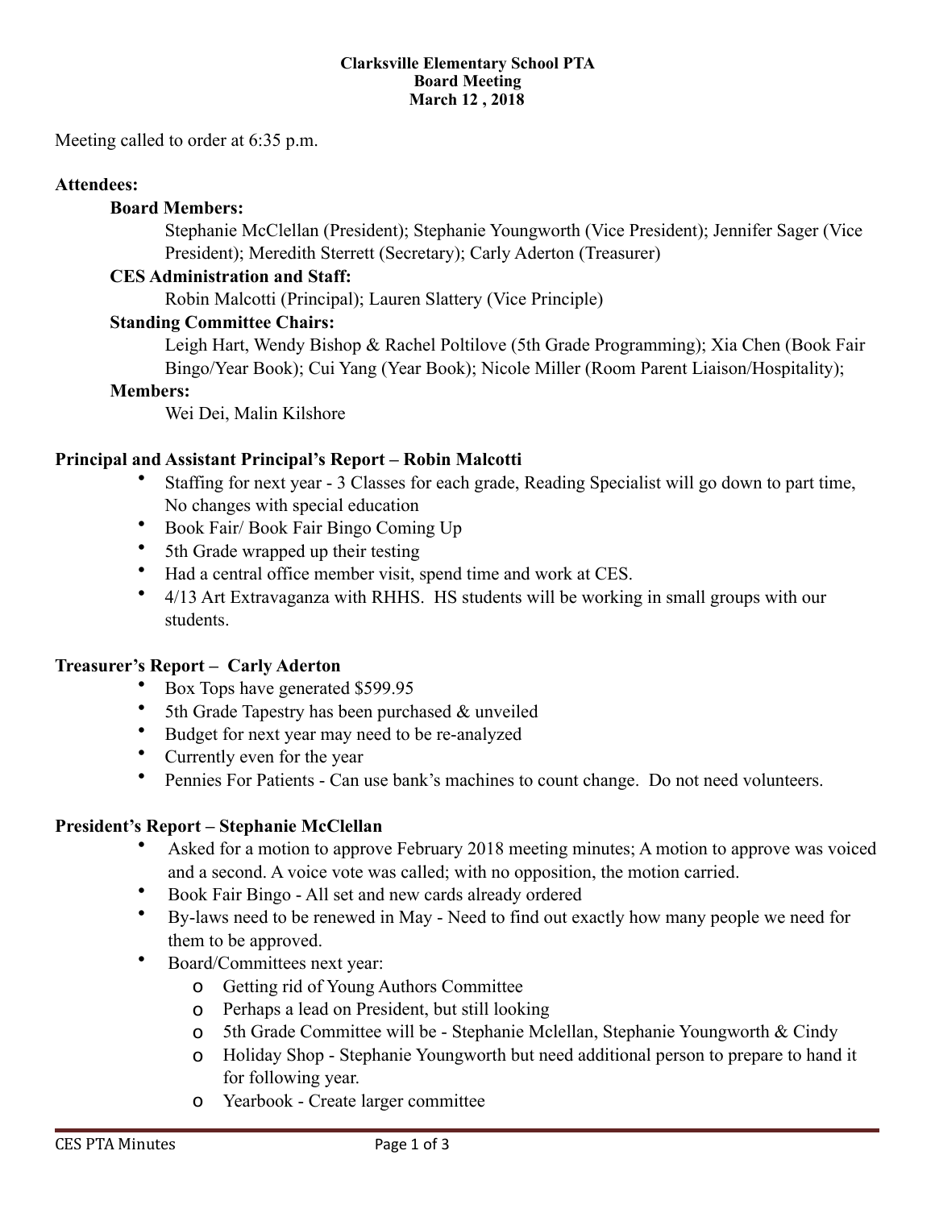**Clarksville Elementary School PTA**
**Board Meeting**
**March 12 , 2018**

Meeting called to order at 6:35 p.m.

**Attendees:**

**Board Members:**

Stephanie McClellan (President); Stephanie Youngworth (Vice President); Jennifer Sager (Vice President); Meredith Sterrett (Secretary); Carly Aderton (Treasurer)

**CES Administration and Staff:**

Robin Malcotti (Principal); Lauren Slattery (Vice Principle)

**Standing Committee Chairs:**

Leigh Hart, Wendy Bishop & Rachel Poltilove (5th Grade Programming); Xia Chen (Book Fair Bingo/Year Book); Cui Yang (Year Book); Nicole Miller (Room Parent Liaison/Hospitality);

**Members:**

Wei Dei, Malin Kilshore

**Principal and Assistant Principal's Report – Robin Malcotti**

- Staffing for next year - 3 Classes for each grade, Reading Specialist will go down to part time, No changes with special education
- Book Fair/ Book Fair Bingo Coming Up
- 5th Grade wrapped up their testing
- Had a central office member visit, spend time and work at CES.
- 4/13 Art Extravaganza with RHHS. HS students will be working in small groups with our students.

**Treasurer's Report – Carly Aderton**

- Box Tops have generated $599.95
- 5th Grade Tapestry has been purchased & unveiled
- Budget for next year may need to be re-analyzed
- Currently even for the year
- Pennies For Patients - Can use bank's machines to count change. Do not need volunteers.

**President's Report – Stephanie McClellan**

- Asked for a motion to approve February 2018 meeting minutes; A motion to approve was voiced and a second. A voice vote was called; with no opposition, the motion carried.
- Book Fair Bingo - All set and new cards already ordered
- By-laws need to be renewed in May - Need to find out exactly how many people we need for them to be approved.
- Board/Committees next year:
  - Getting rid of Young Authors Committee
  - Perhaps a lead on President, but still looking
  - 5th Grade Committee will be - Stephanie Mclellan, Stephanie Youngworth & Cindy
  - Holiday Shop - Stephanie Youngworth but need additional person to prepare to hand it for following year.
  - Yearbook - Create larger committee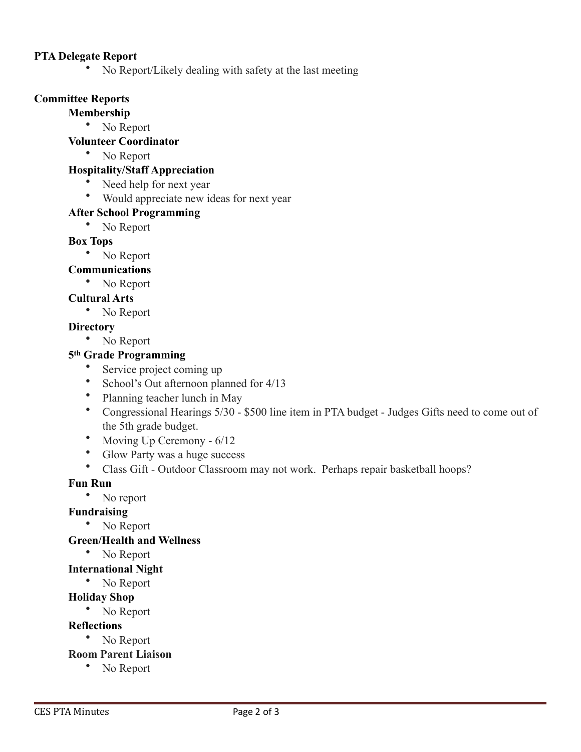**PTA Delegate Report**

- No Report/Likely dealing with safety at the last meeting

**Committee Reports**

**Membership**

- No Report

**Volunteer Coordinator**

- No Report

**Hospitality/Staff Appreciation**

- Need help for next year
- Would appreciate new ideas for next year

**After School Programming**

- No Report

**Box Tops**

- No Report

**Communications**

- No Report

**Cultural Arts**

- No Report

**Directory**

- No Report

**5th Grade Programming**

- Service project coming up
- School's Out afternoon planned for 4/13
- Planning teacher lunch in May
- Congressional Hearings 5/30 - $500 line item in PTA budget - Judges Gifts need to come out of the 5th grade budget.
- Moving Up Ceremony - 6/12
- Glow Party was a huge success
- Class Gift - Outdoor Classroom may not work.  Perhaps repair basketball hoops?

**Fun Run**

- No report

**Fundraising**

- No Report

**Green/Health and Wellness**

- No Report

**International Night**

- No Report

**Holiday Shop**

- No Report

**Reflections**

- No Report

**Room Parent Liaison**

- No Report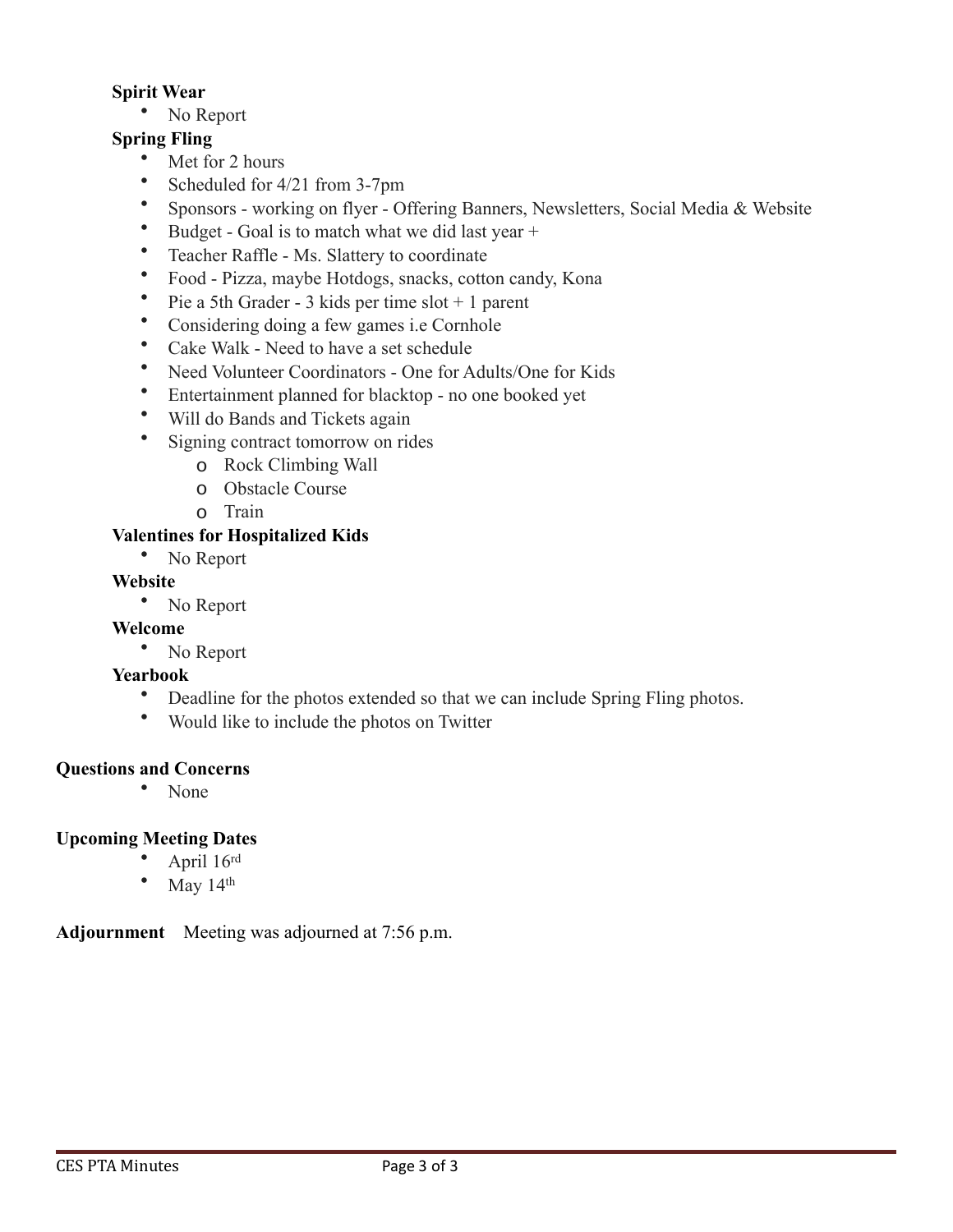**Spirit Wear**

- No Report

**Spring Fling**

- Met for 2 hours
- Scheduled for 4/21 from 3-7pm
- Sponsors - working on flyer - Offering Banners, Newsletters, Social Media & Website
- Budget - Goal is to match what we did last year +
- Teacher Raffle - Ms. Slattery to coordinate
- Food - Pizza, maybe Hotdogs, snacks, cotton candy, Kona
- Pie a 5th Grader - 3 kids per time slot + 1 parent
- Considering doing a few games i.e Cornhole
- Cake Walk - Need to have a set schedule
- Need Volunteer Coordinators - One for Adults/One for Kids
- Entertainment planned for blacktop - no one booked yet
- Will do Bands and Tickets again
- Signing contract tomorrow on rides
    - Rock Climbing Wall
    - Obstacle Course
    - Train

**Valentines for Hospitalized Kids**

- No Report

**Website**

- No Report

**Welcome**

- No Report

**Yearbook**

- Deadline for the photos extended so that we can include Spring Fling photos.
- Would like to include the photos on Twitter

**Questions and Concerns**

- None

**Upcoming Meeting Dates**

- April 16rd
- May 14th

**Adjournment** Meeting was adjourned at 7:56 p.m.